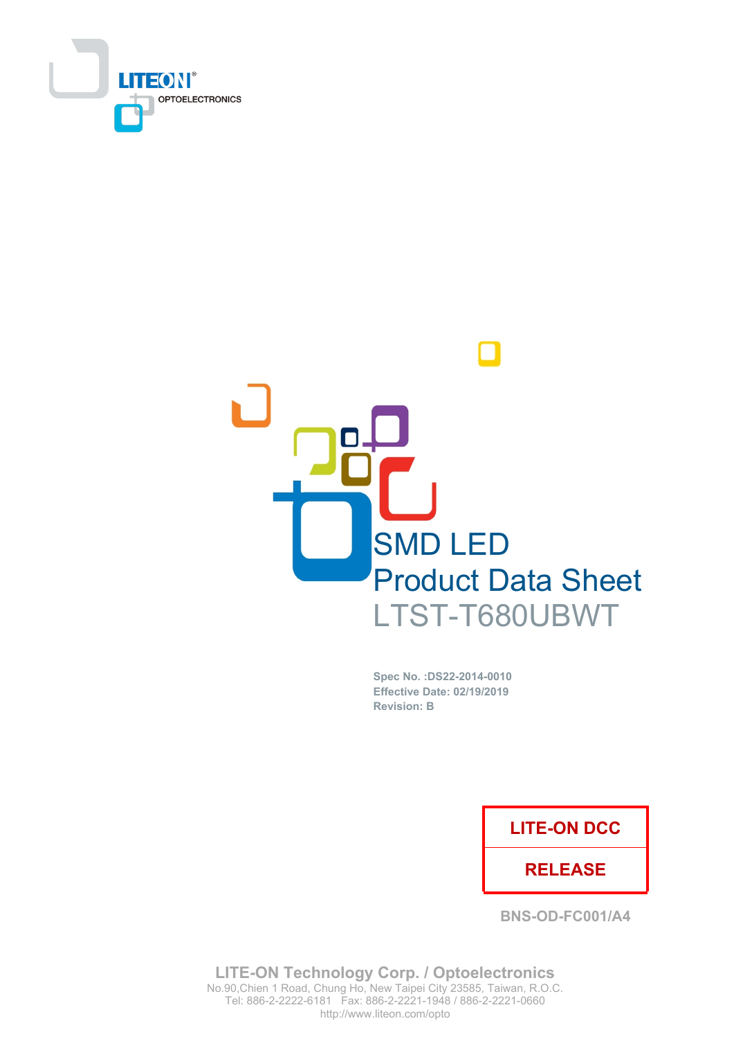LITEON OPTOELECTRONICS

# SMD LED
# Product Data Sheet
# LTST-T680UBWT

**Spec No. :DS22-2014-0010**
**Effective Date: 02/19/2019**
**Revision: B**

| LITE-ON DCC |
|---|
| RELEASE |

BNS-OD-FC001/A4

**LITE-ON Technology Corp. / Optoelectronics**
No.90,Chien 1 Road, Chung Ho, New Taipei City 23585, Taiwan, R.O.C.
Tel: 886-2-2222-6181 Fax: 886-2-2221-1948 / 886-2-2221-0660
http://www.liteon.com/opto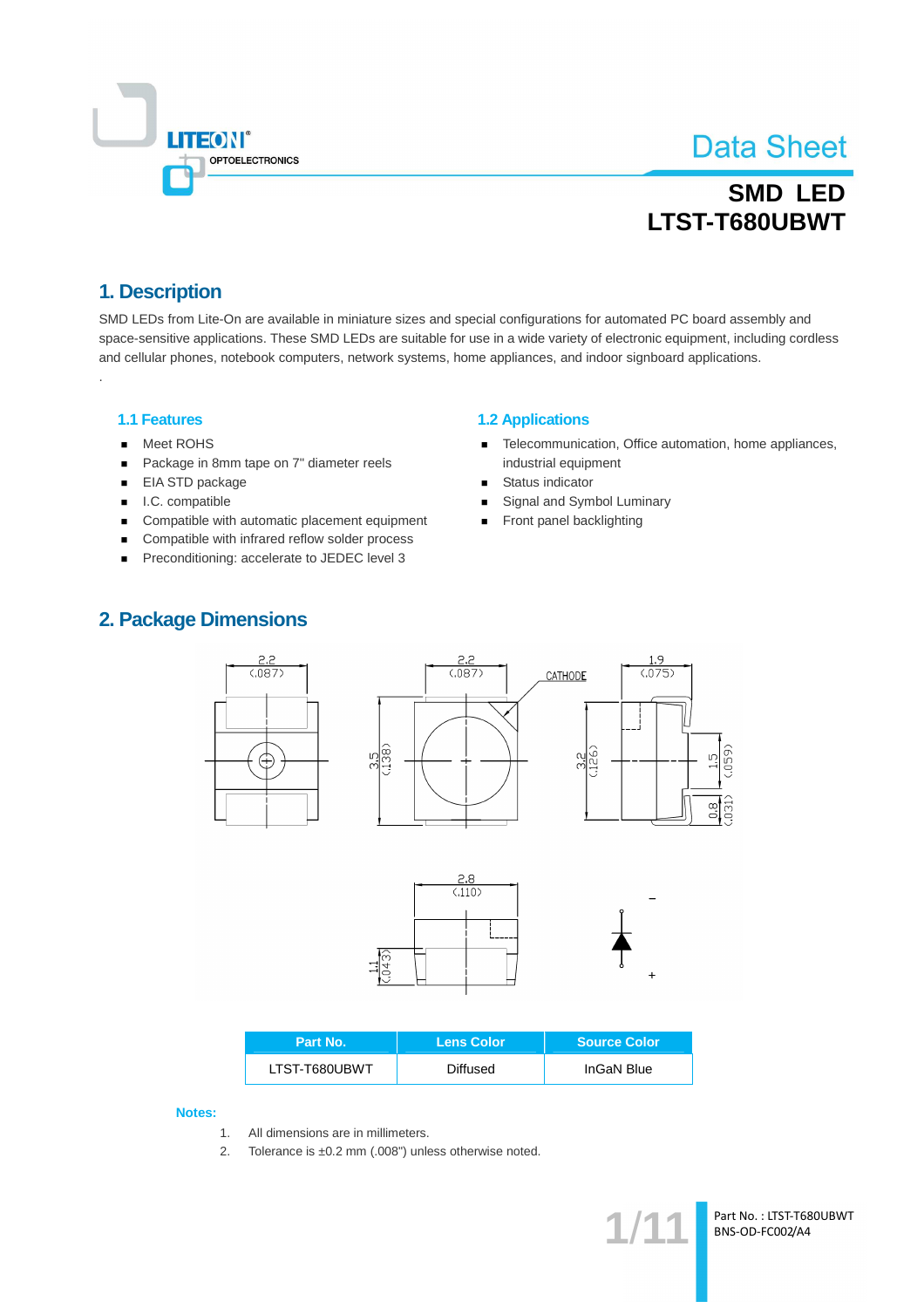# Data Sheet

## SMD LED
## LTST-T680UBWT

## 1. Description

SMD LEDs from Lite-On are available in miniature sizes and special configurations for automated PC board assembly and space-sensitive applications. These SMD LEDs are suitable for use in a wide variety of electronic equipment, including cordless and cellular phones, notebook computers, network systems, home appliances, and indoor signboard applications.

### 1.1 Features

- Meet ROHS
- Package in 8mm tape on 7" diameter reels
- EIA STD package
- I.C. compatible
- Compatible with automatic placement equipment
- Compatible with infrared reflow solder process
- Preconditioning: accelerate to JEDEC level 3

### 1.2 Applications

- Telecommunication, Office automation, home appliances, industrial equipment
- Status indicator
- Signal and Symbol Luminary
- Front panel backlighting

## 2. Package Dimensions

| Part No. | Lens Color | Source Color |
|---|---|---|
| LTST-T680UBWT | Diffused | InGaN Blue |

**Notes:**

1. All dimensions are in millimeters.
2. Tolerance is ±0.2 mm (.008") unless otherwise noted.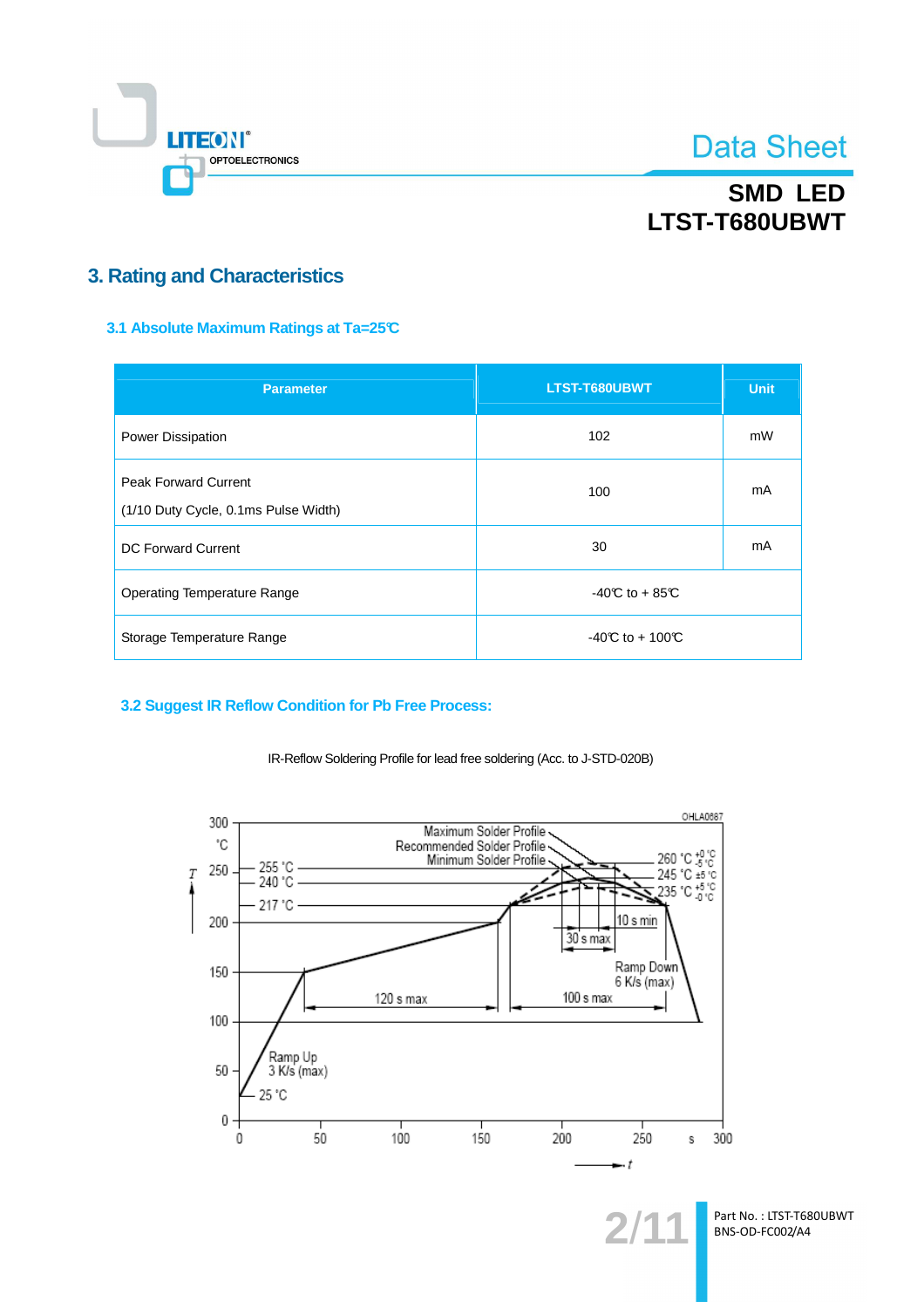## 3. Rating and Characteristics

### 3.1 Absolute Maximum Ratings at Ta=25℃

| Parameter | LTST-T680UBWT | Unit |
|---|---|---|
| Power Dissipation | 102 | mW |
| Peak Forward Current<br>(1/10 Duty Cycle, 0.1ms Pulse Width) | 100 | mA |
| DC Forward Current | 30 | mA |
| Operating Temperature Range | -40℃ to + 85℃ | |
| Storage Temperature Range | -40℃ to + 100℃ | |

### 3.2 Suggest IR Reflow Condition for Pb Free Process:

IR-Reflow Soldering Profile for lead free soldering (Acc. to J-STD-020B)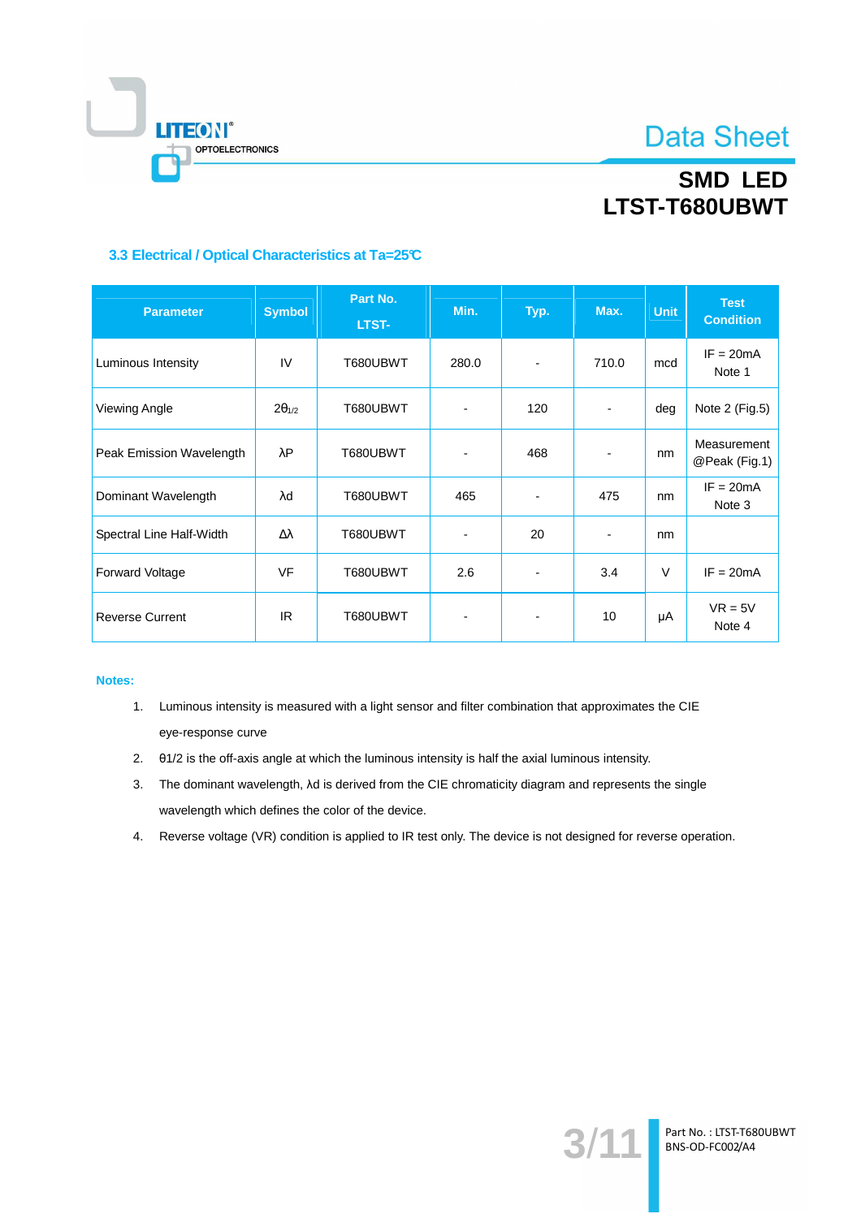### 3.3 Electrical / Optical Characteristics at Ta=25℃

| Parameter | Symbol | Part No. LTST- | Min. | Typ. | Max. | Unit | Test Condition |
|---|---|---|---|---|---|---|---|
| Luminous Intensity | IV | T680UBWT | 280.0 | - | 710.0 | mcd | IF = 20mA Note 1 |
| Viewing Angle | $2\theta_{1/2}$ | T680UBWT | - | 120 | - | deg | Note 2 (Fig.5) |
| Peak Emission Wavelength | λP | T680UBWT | - | 468 | - | nm | Measurement @Peak (Fig.1) |
| Dominant Wavelength | λd | T680UBWT | 465 | - | 475 | nm | IF = 20mA Note 3 |
| Spectral Line Half-Width | Δλ | T680UBWT | - | 20 | - | nm | |
| Forward Voltage | VF | T680UBWT | 2.6 | - | 3.4 | V | IF = 20mA |
| Reverse Current | IR | T680UBWT | - | - | 10 | μA | VR = 5V Note 4 |

**Notes:**

1. Luminous intensity is measured with a light sensor and filter combination that approximates the CIE eye-response curve
2. θ1/2 is the off-axis angle at which the luminous intensity is half the axial luminous intensity.
3. The dominant wavelength, λd is derived from the CIE chromaticity diagram and represents the single wavelength which defines the color of the device.
4. Reverse voltage (VR) condition is applied to IR test only. The device is not designed for reverse operation.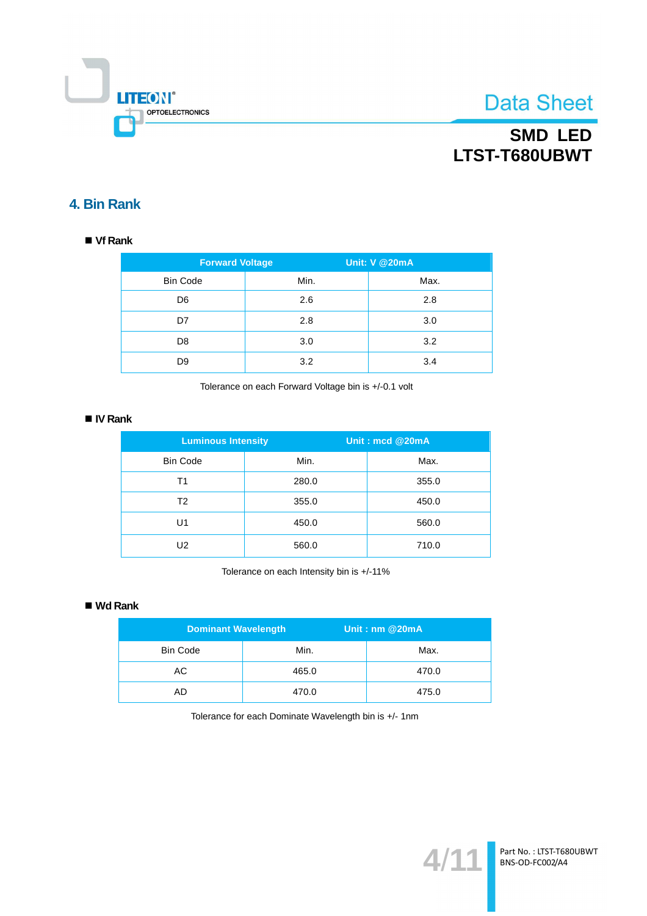## 4. Bin Rank

### ■ Vf Rank

| Forward Voltage | Unit: V @20mA | |
|---|---|---|
| Bin Code | Min. | Max. |
| D6 | 2.6 | 2.8 |
| D7 | 2.8 | 3.0 |
| D8 | 3.0 | 3.2 |
| D9 | 3.2 | 3.4 |

Tolerance on each Forward Voltage bin is +/-0.1 volt

### ■ IV Rank

| Luminous Intensity | Unit : mcd @20mA | |
|---|---|---|
| Bin Code | Min. | Max. |
| T1 | 280.0 | 355.0 |
| T2 | 355.0 | 450.0 |
| U1 | 450.0 | 560.0 |
| U2 | 560.0 | 710.0 |

Tolerance on each Intensity bin is +/-11%

### ■ Wd Rank

| Dominant Wavelength | Unit : nm @20mA | |
|---|---|---|
| Bin Code | Min. | Max. |
| AC | 465.0 | 470.0 |
| AD | 470.0 | 475.0 |

Tolerance for each Dominate Wavelength bin is +/- 1nm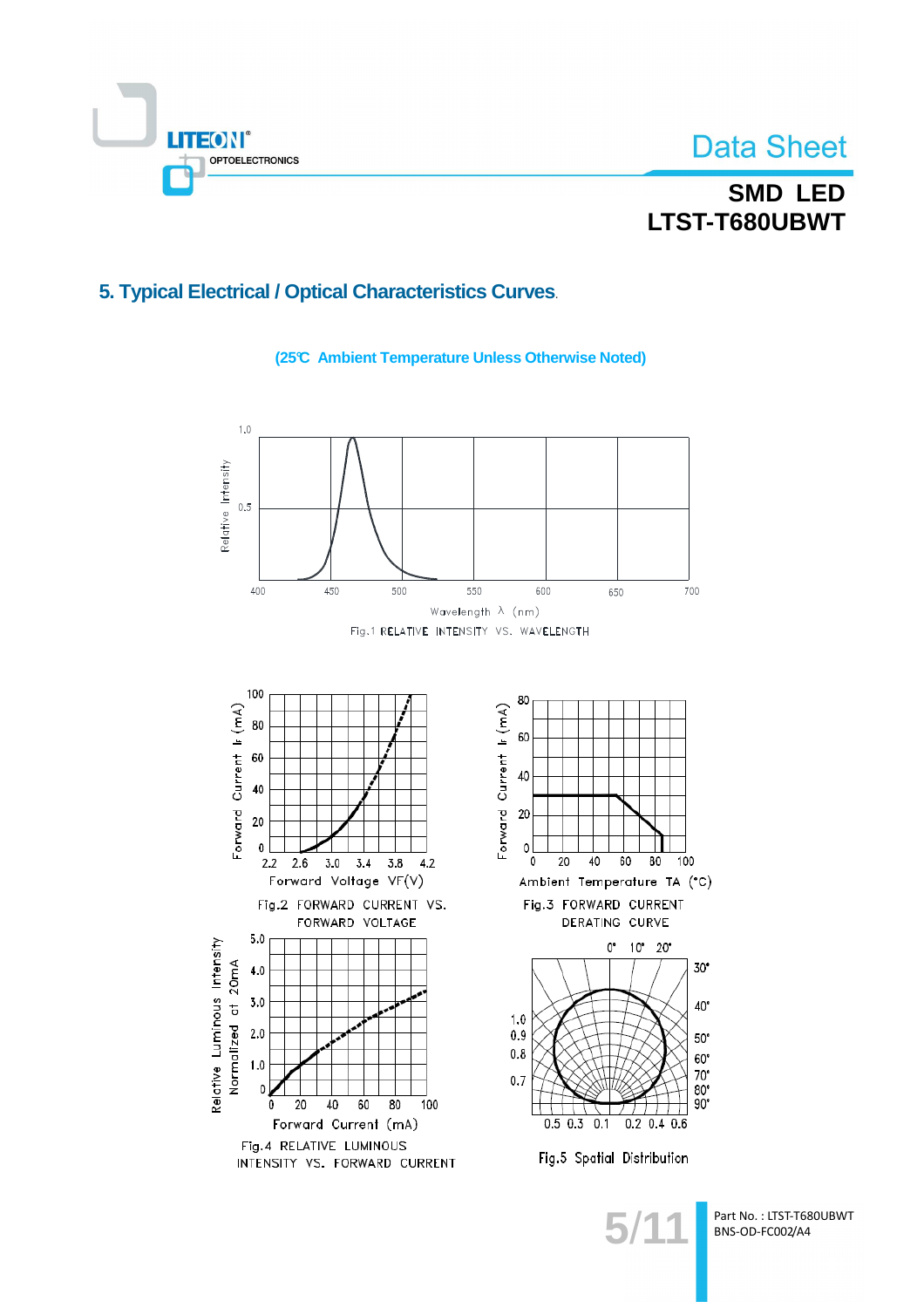## 5. Typical Electrical / Optical Characteristics Curves.

**(25℃ Ambient Temperature Unless Otherwise Noted)**

Relative Intensity

1.0

0.5

400 450 500 550 600 650 700

Wavelength λ (nm)

Fig.1 RELATIVE INTENSITY VS. WAVELENGTH

Forward Current $I_F$ (mA)

100 80 60 40 20 0

2.2 2.6 3.0 3.4 3.8 4.2

Forward Voltage VF(V)

Fig.2 FORWARD CURRENT VS. FORWARD VOLTAGE

Forward Current $I_F$ (mA)

80 60 40 20 0

0 20 40 60 80 100

Ambient Temperature TA (°C)

Fig.3 FORWARD CURRENT DERATING CURVE

Relative Luminous Intensity Normalized at 20mA

5.0 4.0 3.0 2.0 1.0 0

0 20 40 60 80 100

Forward Current (mA)

Fig.4 RELATIVE LUMINOUS INTENSITY VS. FORWARD CURRENT

0° 10° 20° 30° 40° 50° 60° 70° 80° 90°

1.0 0.9 0.8 0.7

0.5 0.3 0.1 0.2 0.4 0.6

Fig.5 Spatial Distribution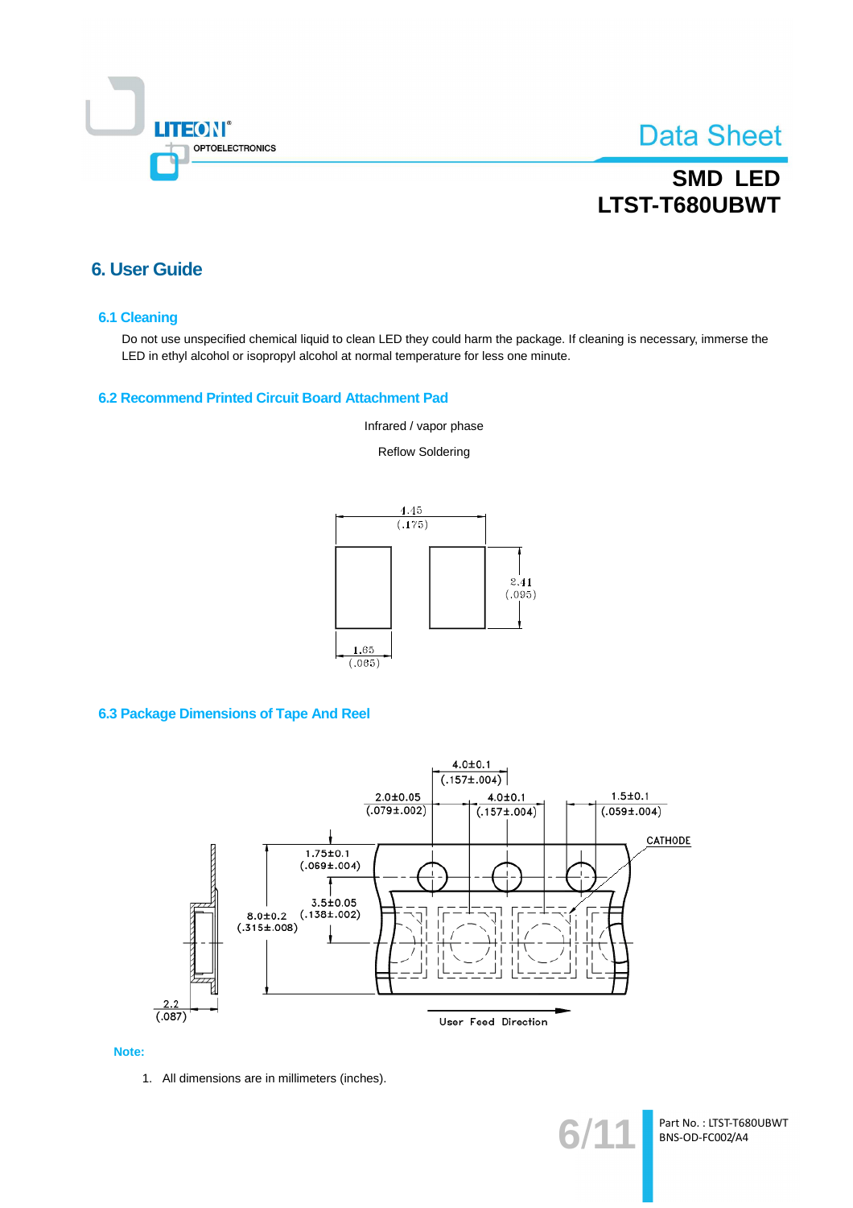## 6. User Guide

### 6.1 Cleaning

Do not use unspecified chemical liquid to clean LED they could harm the package. If cleaning is necessary, immerse the LED in ethyl alcohol or isopropyl alcohol at normal temperature for less one minute.

### 6.2 Recommend Printed Circuit Board Attachment Pad

Infrared / vapor phase

Reflow Soldering

4.45 (.175)

2.41 (.095)

1.65 (.065)

### 6.3 Package Dimensions of Tape And Reel

4.0±0.1 (.157±.004)

2.0±0.05 (.079±.002)

4.0±0.1 (.157±.004)

1.5±0.1 (.059±.004)

CATHODE

1.75±0.1 (.069±.004)

3.5±0.05 (.138±.002)

8.0±0.2 (.315±.008)

2.2 (.087)

User Feed Direction

**Note:**

1. All dimensions are in millimeters (inches).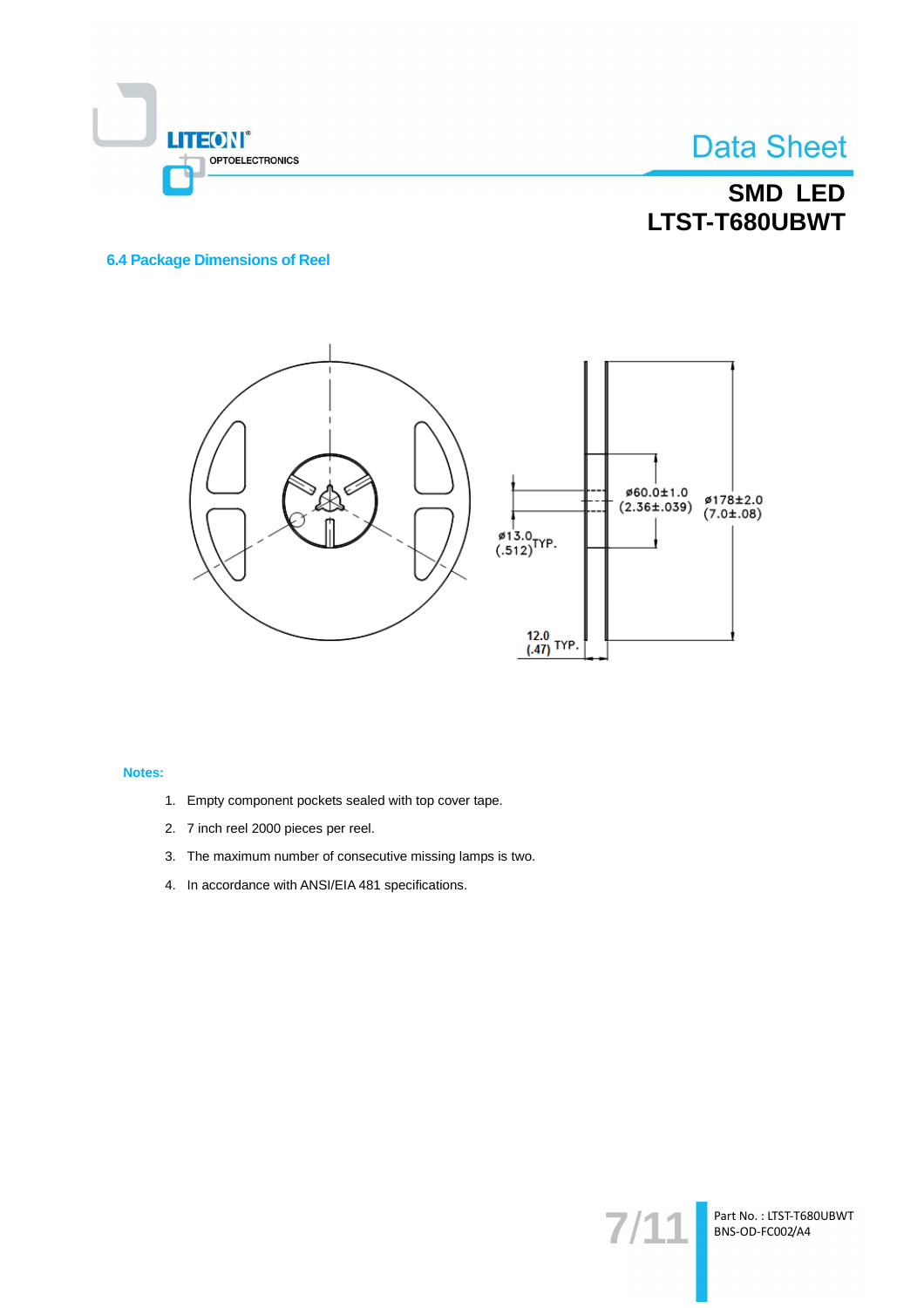### 6.4 Package Dimensions of Reel

**Notes:**

1. Empty component pockets sealed with top cover tape.
2. 7 inch reel 2000 pieces per reel.
3. The maximum number of consecutive missing lamps is two.
4. In accordance with ANSI/EIA 481 specifications.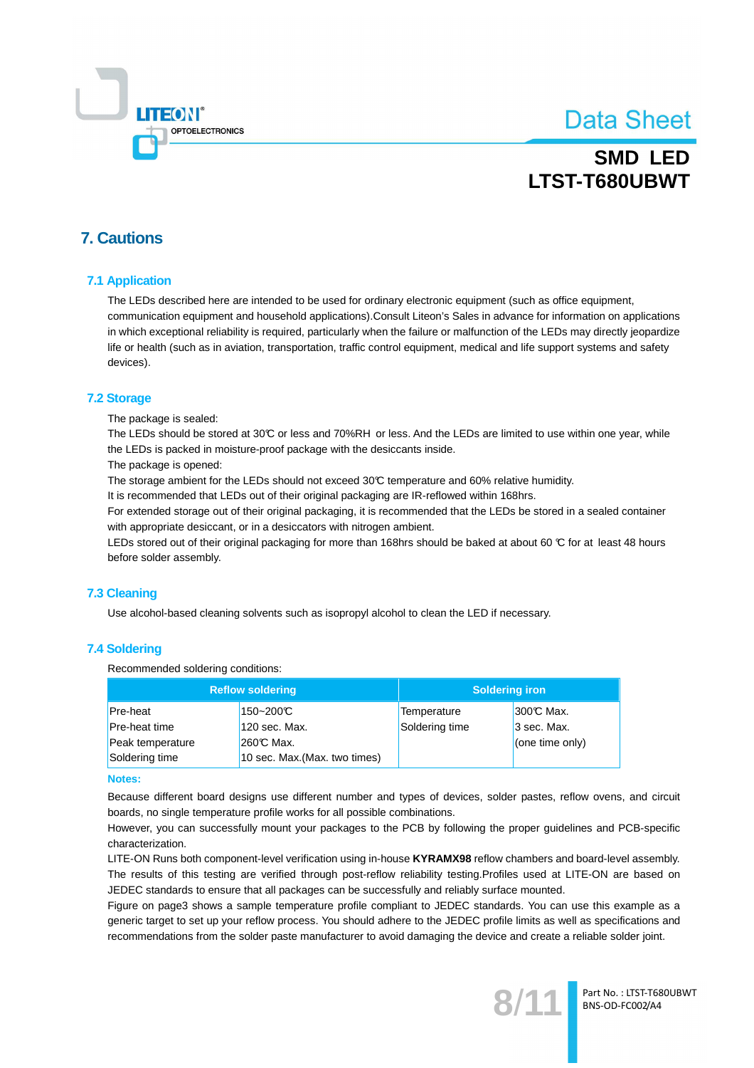# 7. Cautions

## 7.1 Application

The LEDs described here are intended to be used for ordinary electronic equipment (such as office equipment, communication equipment and household applications).Consult Liteon's Sales in advance for information on applications in which exceptional reliability is required, particularly when the failure or malfunction of the LEDs may directly jeopardize life or health (such as in aviation, transportation, traffic control equipment, medical and life support systems and safety devices).

## 7.2 Storage

The package is sealed:
The LEDs should be stored at 30℃ or less and 70%RH or less. And the LEDs are limited to use within one year, while the LEDs is packed in moisture-proof package with the desiccants inside.
The package is opened:
The storage ambient for the LEDs should not exceed 30℃ temperature and 60% relative humidity.
It is recommended that LEDs out of their original packaging are IR-reflowed within 168hrs.
For extended storage out of their original packaging, it is recommended that the LEDs be stored in a sealed container with appropriate desiccant, or in a desiccators with nitrogen ambient.
LEDs stored out of their original packaging for more than 168hrs should be baked at about 60 ℃ for at least 48 hours before solder assembly.

## 7.3 Cleaning

Use alcohol-based cleaning solvents such as isopropyl alcohol to clean the LED if necessary.

## 7.4 Soldering

Recommended soldering conditions:

| Reflow soldering | | Soldering iron | |
|---|---|---|---|
| Pre-heat | 150~200℃ | Temperature | 300℃ Max. |
| Pre-heat time | 120 sec. Max. | Soldering time | 3 sec. Max. |
| Peak temperature | 260℃ Max. | | (one time only) |
| Soldering time | 10 sec. Max.(Max. two times) | | |

**Notes:**

Because different board designs use different number and types of devices, solder pastes, reflow ovens, and circuit boards, no single temperature profile works for all possible combinations.
However, you can successfully mount your packages to the PCB by following the proper guidelines and PCB-specific characterization.
LITE-ON Runs both component-level verification using in-house **KYRAMX98** reflow chambers and board-level assembly. The results of this testing are verified through post-reflow reliability testing.Profiles used at LITE-ON are based on JEDEC standards to ensure that all packages can be successfully and reliably surface mounted.
Figure on page3 shows a sample temperature profile compliant to JEDEC standards. You can use this example as a generic target to set up your reflow process. You should adhere to the JEDEC profile limits as well as specifications and recommendations from the solder paste manufacturer to avoid damaging the device and create a reliable solder joint.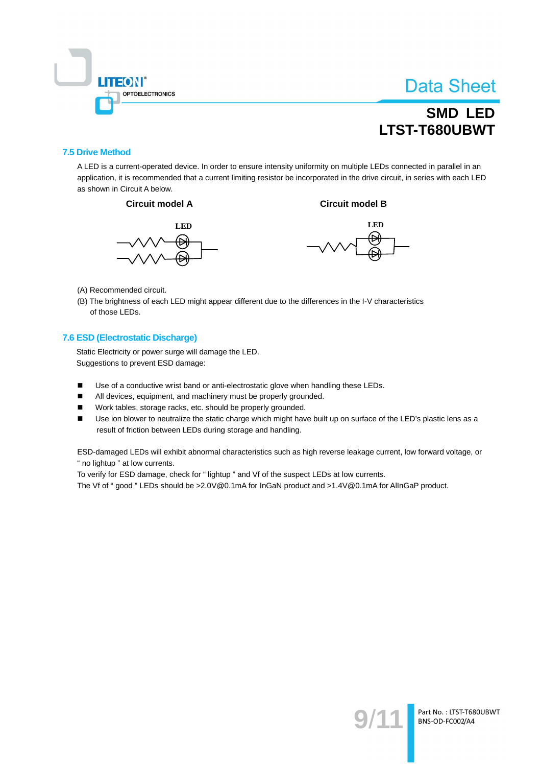### 7.5 Drive Method

A LED is a current-operated device. In order to ensure intensity uniformity on multiple LEDs connected in parallel in an application, it is recommended that a current limiting resistor be incorporated in the drive circuit, in series with each LED as shown in Circuit A below.

**Circuit model A** | **Circuit model B**

LED | LED

(A) Recommended circuit.

(B) The brightness of each LED might appear different due to the differences in the I-V characteristics of those LEDs.

### 7.6 ESD (Electrostatic Discharge)

Static Electricity or power surge will damage the LED.
Suggestions to prevent ESD damage:

- Use of a conductive wrist band or anti-electrostatic glove when handling these LEDs.
- All devices, equipment, and machinery must be properly grounded.
- Work tables, storage racks, etc. should be properly grounded.
- Use ion blower to neutralize the static charge which might have built up on surface of the LED's plastic lens as a result of friction between LEDs during storage and handling.

ESD-damaged LEDs will exhibit abnormal characteristics such as high reverse leakage current, low forward voltage, or " no lightup " at low currents.
To verify for ESD damage, check for " lightup " and Vf of the suspect LEDs at low currents.
The Vf of " good " LEDs should be >2.0V@0.1mA for InGaN product and >1.4V@0.1mA for AlInGaP product.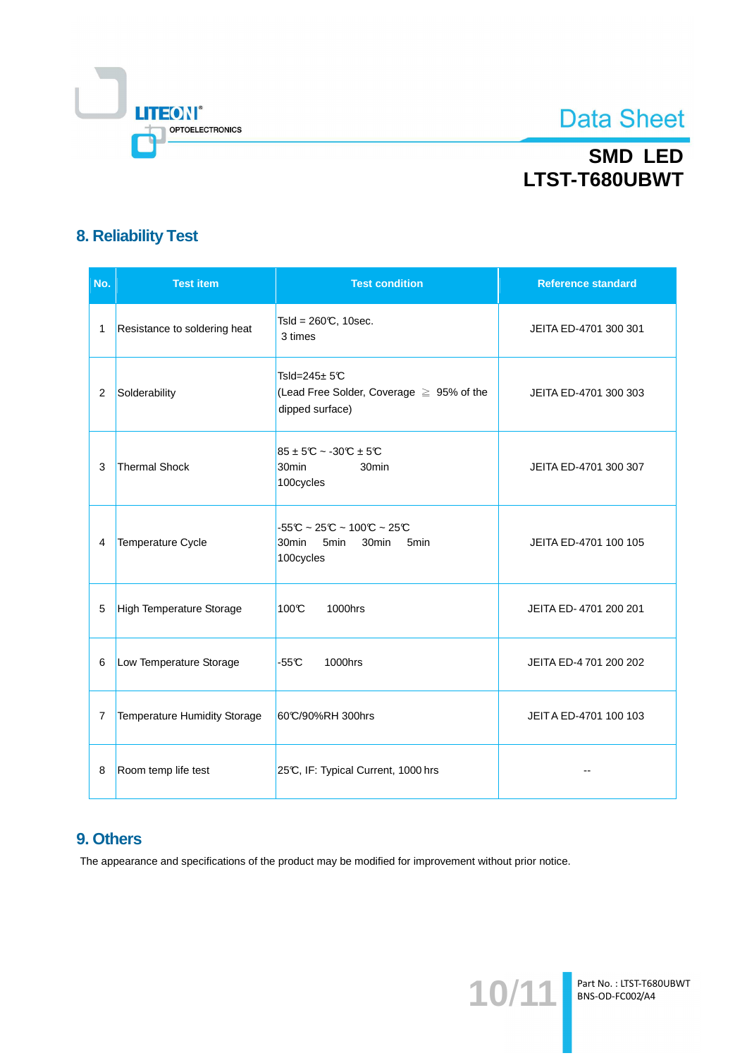## 8. Reliability Test

| No. | Test item | Test condition | Reference standard |
|---|---|---|---|
| 1 | Resistance to soldering heat | Tsld = 260℃, 10sec.<br>3 times | JEITA ED-4701 300 301 |
| 2 | Solderability | Tsld=245± 5℃<br>(Lead Free Solder, Coverage ≧ 95% of the dipped surface) | JEITA ED-4701 300 303 |
| 3 | Thermal Shock | 85 ± 5℃ ~ -30℃ ± 5℃<br>30min 30min<br>100cycles | JEITA ED-4701 300 307 |
| 4 | Temperature Cycle | -55℃ ~ 25℃ ~ 100℃ ~ 25℃<br>30min 5min 30min 5min<br>100cycles | JEITA ED-4701 100 105 |
| 5 | High Temperature Storage | 100℃ 1000hrs | JEITA ED- 4701 200 201 |
| 6 | Low Temperature Storage | -55℃ 1000hrs | JEITA ED-4 701 200 202 |
| 7 | Temperature Humidity Storage | 60℃/90%RH 300hrs | JEIT A ED-4701 100 103 |
| 8 | Room temp life test | 25℃, IF: Typical Current, 1000 hrs | -- |

## 9. Others

The appearance and specifications of the product may be modified for improvement without prior notice.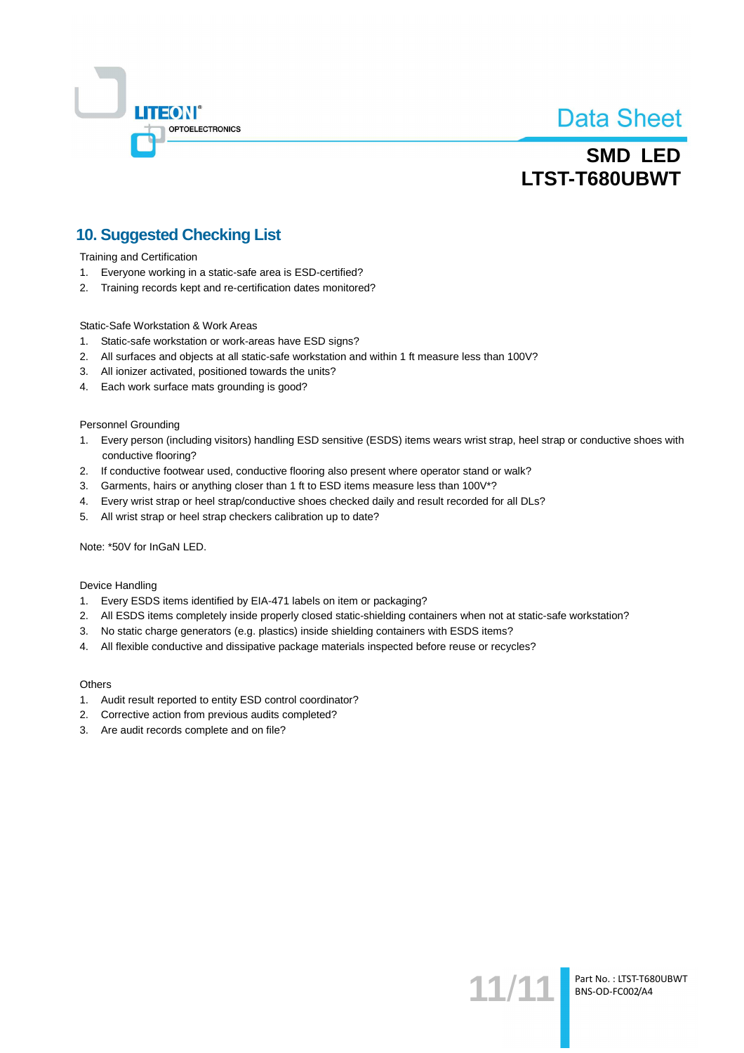## 10. Suggested Checking List

Training and Certification

1. Everyone working in a static-safe area is ESD-certified?
2. Training records kept and re-certification dates monitored?

Static-Safe Workstation & Work Areas

1. Static-safe workstation or work-areas have ESD signs?
2. All surfaces and objects at all static-safe workstation and within 1 ft measure less than 100V?
3. All ionizer activated, positioned towards the units?
4. Each work surface mats grounding is good?

Personnel Grounding

1. Every person (including visitors) handling ESD sensitive (ESDS) items wears wrist strap, heel strap or conductive shoes with conductive flooring?
2. If conductive footwear used, conductive flooring also present where operator stand or walk?
3. Garments, hairs or anything closer than 1 ft to ESD items measure less than 100V*?
4. Every wrist strap or heel strap/conductive shoes checked daily and result recorded for all DLs?
5. All wrist strap or heel strap checkers calibration up to date?

Note: *50V for InGaN LED.

Device Handling

1. Every ESDS items identified by EIA-471 labels on item or packaging?
2. All ESDS items completely inside properly closed static-shielding containers when not at static-safe workstation?
3. No static charge generators (e.g. plastics) inside shielding containers with ESDS items?
4. All flexible conductive and dissipative package materials inspected before reuse or recycles?

Others

1. Audit result reported to entity ESD control coordinator?
2. Corrective action from previous audits completed?
3. Are audit records complete and on file?